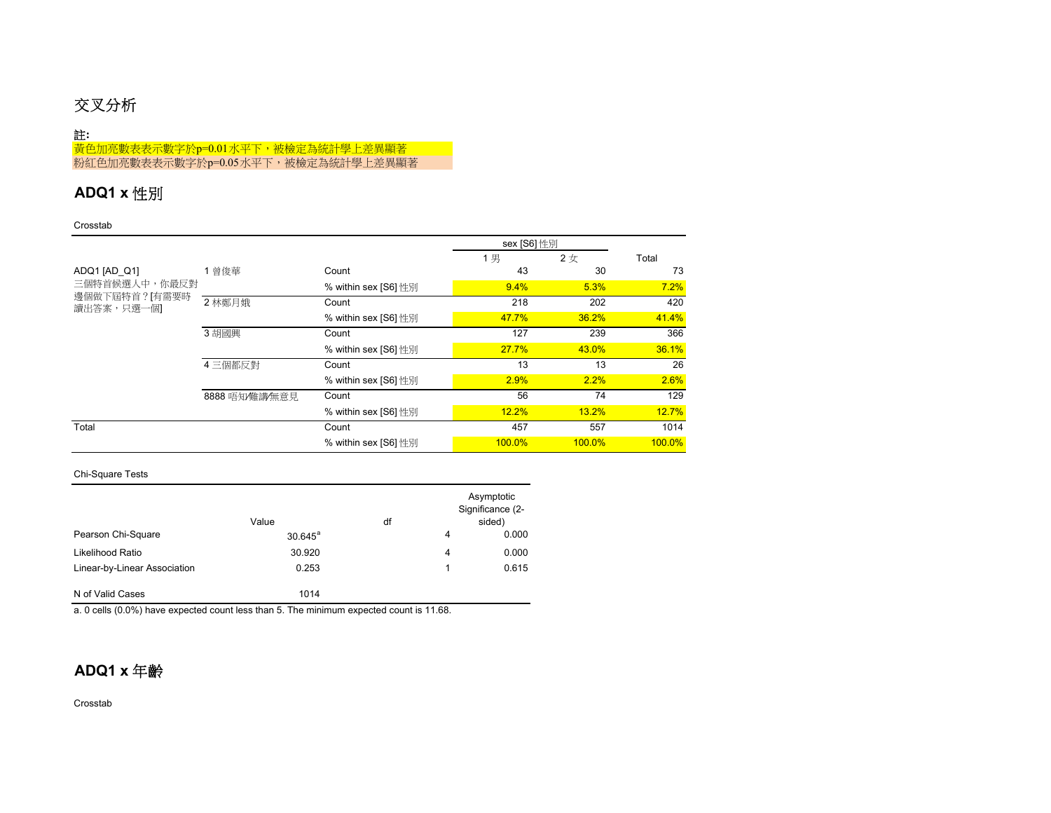# 交叉分析

**註:**

黃色加亮數表表示數字於p=0.01水平下，被檢定為統計學上差異顯著
粉紅色加亮數表表示數字於p=0.05水平下，被檢定為統計學上差異顯著

## ADQ1 x 性別

Crosstab

| | | | sex [S6] 性別 | | Total |
|---|---|---|---|---|---|
| | | | 1 男 | 2 女 | |
| ADQ1 [AD_Q1] 三個特首候選人中，你最反對邊個做下屆特首？[有需要時讀出答案，只選一個] | 1 曾俊華 | Count | 43 | 30 | 73 |
| | | % within sex [S6] 性別 | 9.4% | 5.3% | 7.2% |
| | 2 林鄭月娥 | Count | 218 | 202 | 420 |
| | | % within sex [S6] 性別 | 47.7% | 36.2% | 41.4% |
| | 3 胡國興 | Count | 127 | 239 | 366 |
| | | % within sex [S6] 性別 | 27.7% | 43.0% | 36.1% |
| | 4 三個都反對 | Count | 13 | 13 | 26 |
| | | % within sex [S6] 性別 | 2.9% | 2.2% | 2.6% |
| | 8888 唔知/難講/無意見 | Count | 56 | 74 | 129 |
| | | % within sex [S6] 性別 | 12.2% | 13.2% | 12.7% |
| Total | | Count | 457 | 557 | 1014 |
| | | % within sex [S6] 性別 | 100.0% | 100.0% | 100.0% |

Chi-Square Tests

| | Value | df | Asymptotic Significance (2-sided) |
|---|---|---|---|
| Pearson Chi-Square | 30.645[a] | 4 | 0.000 |
| Likelihood Ratio | 30.920 | 4 | 0.000 |
| Linear-by-Linear Association | 0.253 | 1 | 0.615 |
| N of Valid Cases | 1014 | | |

a. 0 cells (0.0%) have expected count less than 5. The minimum expected count is 11.68.

## ADQ1 x 年齡

Crosstab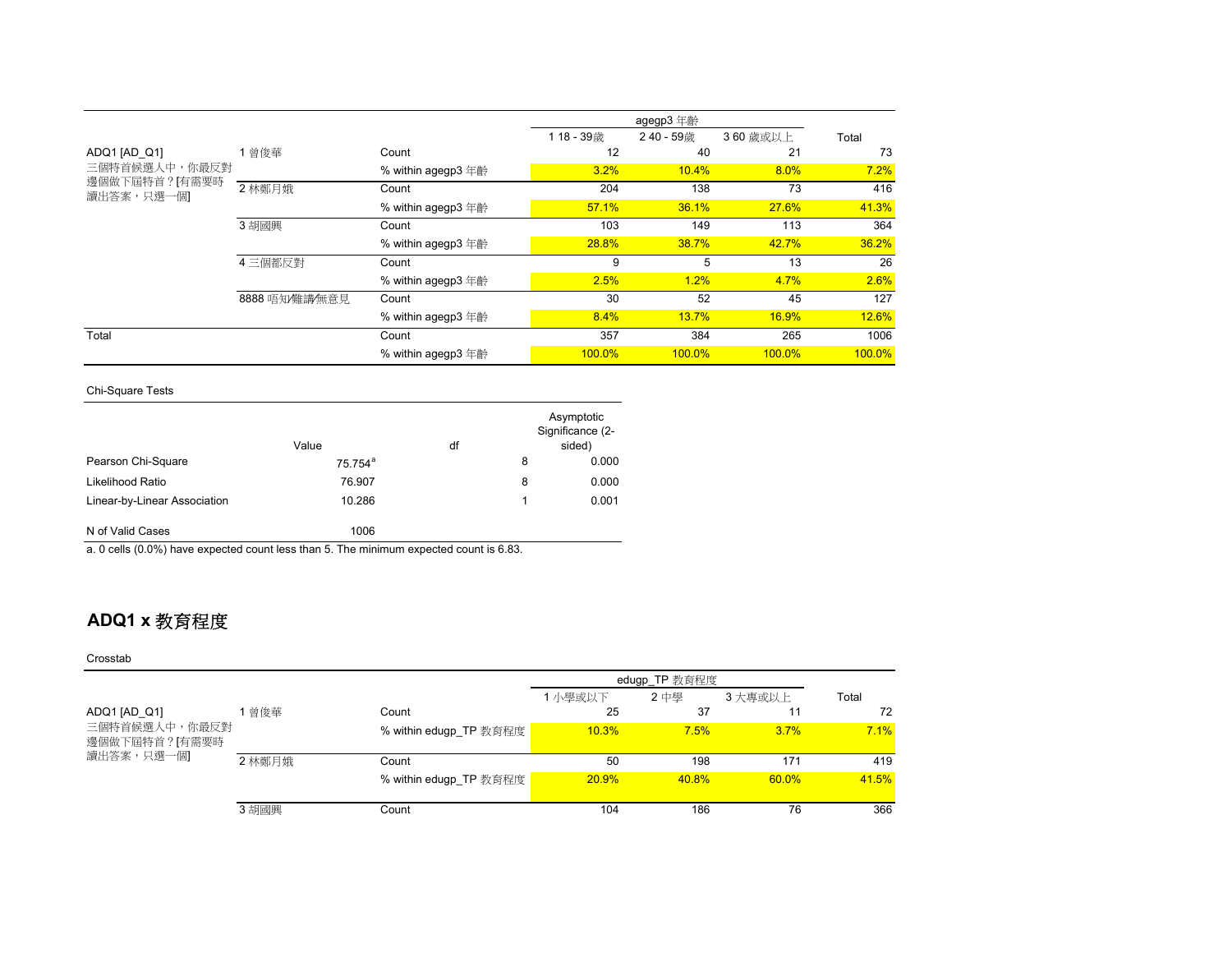| | | | agegp3 年齡 | | | |
|---|---|---|---|---|---|---|
| | | | 1 18 - 39歲 | 2 40 - 59歲 | 3 60 歲或以上 | Total |
| ADQ1 [AD_Q1] 三個特首候選人中，你最反對邊個做下屆特首？[有需要時讀出答案，只選一個] | 1 曾俊華 | Count | 12 | 40 | 21 | 73 |
| | | % within agegp3 年齡 | 3.2% | 10.4% | 8.0% | 7.2% |
| | 2 林鄭月娥 | Count | 204 | 138 | 73 | 416 |
| | | % within agegp3 年齡 | 57.1% | 36.1% | 27.6% | 41.3% |
| | 3 胡國興 | Count | 103 | 149 | 113 | 364 |
| | | % within agegp3 年齡 | 28.8% | 38.7% | 42.7% | 36.2% |
| | 4 三個都反對 | Count | 9 | 5 | 13 | 26 |
| | | % within agegp3 年齡 | 2.5% | 1.2% | 4.7% | 2.6% |
| | 8888 唔知/難講/無意見 | Count | 30 | 52 | 45 | 127 |
| | | % within agegp3 年齡 | 8.4% | 13.7% | 16.9% | 12.6% |
| Total | | Count | 357 | 384 | 265 | 1006 |
| | | % within agegp3 年齡 | 100.0% | 100.0% | 100.0% | 100.0% |

Chi-Square Tests

| | Value | df | Asymptotic Significance (2-sided) |
|---|---|---|---|
| Pearson Chi-Square | 75.754[a] | 8 | 0.000 |
| Likelihood Ratio | 76.907 | 8 | 0.000 |
| Linear-by-Linear Association | 10.286 | 1 | 0.001 |
| N of Valid Cases | 1006 | | |

a. 0 cells (0.0%) have expected count less than 5. The minimum expected count is 6.83.

## ADQ1 x 教育程度

Crosstab

| | | | edugp_TP 教育程度 | | | |
|---|---|---|---|---|---|---|
| | | | 1 小學或以下 | 2 中學 | 3 大專或以上 | Total |
| ADQ1 [AD_Q1] 三個特首候選人中，你最反對邊個做下屆特首？[有需要時讀出答案，只選一個] | 1 曾俊華 | Count | 25 | 37 | 11 | 72 |
| | | % within edugp_TP 教育程度 | 10.3% | 7.5% | 3.7% | 7.1% |
| | 2 林鄭月娥 | Count | 50 | 198 | 171 | 419 |
| | | % within edugp_TP 教育程度 | 20.9% | 40.8% | 60.0% | 41.5% |
| | 3 胡國興 | Count | 104 | 186 | 76 | 366 |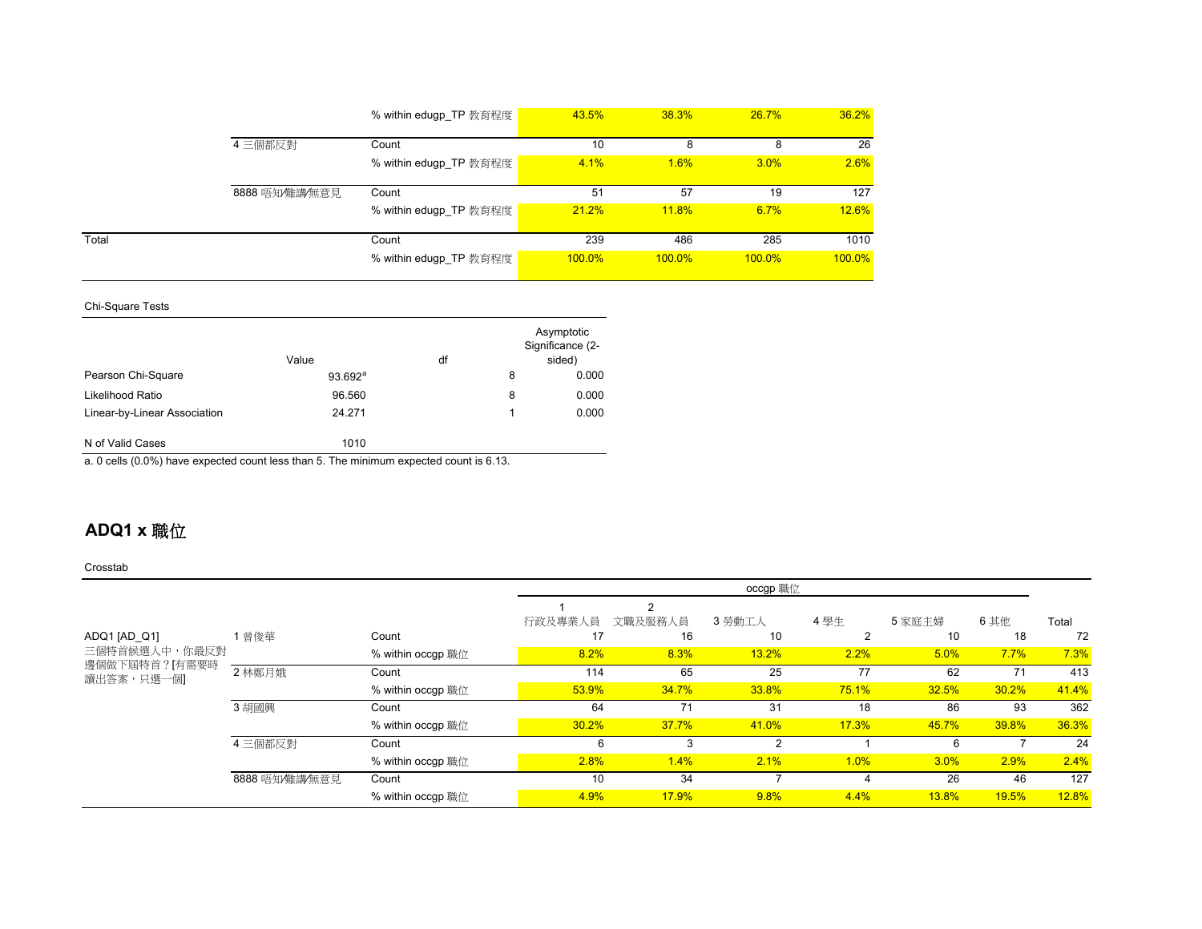| | | | | | | |
|---|---|---|---|---|---|---|
| | | % within edugp_TP 教育程度 | 43.5% | 38.3% | 26.7% | 36.2% |
| | 4 三個都反對 | Count | 10 | 8 | 8 | 26 |
| | | % within edugp_TP 教育程度 | 4.1% | 1.6% | 3.0% | 2.6% |
| | 8888 唔知/難講/無意見 | Count | 51 | 57 | 19 | 127 |
| | | % within edugp_TP 教育程度 | 21.2% | 11.8% | 6.7% | 12.6% |
| Total | | Count | 239 | 486 | 285 | 1010 |
| | | % within edugp_TP 教育程度 | 100.0% | 100.0% | 100.0% | 100.0% |

Chi-Square Tests

| | Value | df | Asymptotic Significance (2-sided) |
|---|---|---|---|
| Pearson Chi-Square | 93.692[a] | 8 | 0.000 |
| Likelihood Ratio | 96.560 | 8 | 0.000 |
| Linear-by-Linear Association | 24.271 | 1 | 0.000 |
| N of Valid Cases | 1010 | | |

a. 0 cells (0.0%) have expected count less than 5. The minimum expected count is 6.13.

## ADQ1 x 職位

Crosstab

| | | | occgp 職位 | | | | | | |
|---|---|---|---|---|---|---|---|---|---|
| | | | 1 行政及專業人員 | 2 文職及服務人員 | 3 勞動工人 | 4 學生 | 5 家庭主婦 | 6 其他 | Total |
| ADQ1 [AD_Q1] 三個特首候選人中，你最反對邊個做下屆特首？[有需要時讀出答案，只選一個] | 1 曾俊華 | Count | 17 | 16 | 10 | 2 | 10 | 18 | 72 |
| | | % within occgp 職位 | 8.2% | 8.3% | 13.2% | 2.2% | 5.0% | 7.7% | 7.3% |
| | 2 林鄭月娥 | Count | 114 | 65 | 25 | 77 | 62 | 71 | 413 |
| | | % within occgp 職位 | 53.9% | 34.7% | 33.8% | 75.1% | 32.5% | 30.2% | 41.4% |
| | 3 胡國興 | Count | 64 | 71 | 31 | 18 | 86 | 93 | 362 |
| | | % within occgp 職位 | 30.2% | 37.7% | 41.0% | 17.3% | 45.7% | 39.8% | 36.3% |
| | 4 三個都反對 | Count | 6 | 3 | 2 | 1 | 6 | 7 | 24 |
| | | % within occgp 職位 | 2.8% | 1.4% | 2.1% | 1.0% | 3.0% | 2.9% | 2.4% |
| | 8888 唔知/難講/無意見 | Count | 10 | 34 | 7 | 4 | 26 | 46 | 127 |
| | | % within occgp 職位 | 4.9% | 17.9% | 9.8% | 4.4% | 13.8% | 19.5% | 12.8% |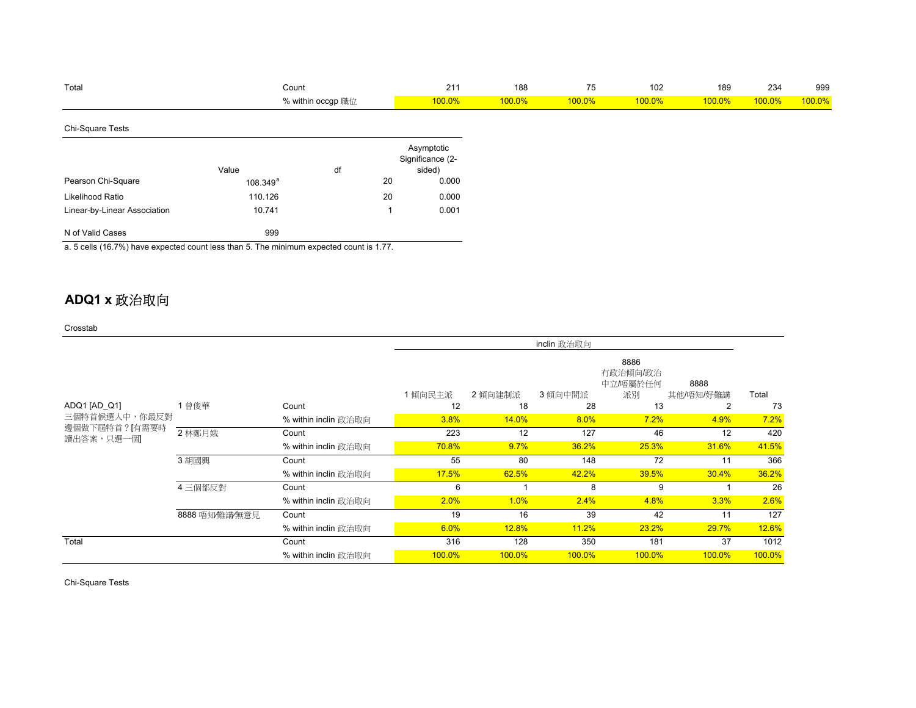| | | | | | | | | |
|---|---|---|---|---|---|---|---|---|
| Total | Count | 211 | 188 | 75 | 102 | 189 | 234 | 999 |
| | % within occgp 職位 | 100.0% | 100.0% | 100.0% | 100.0% | 100.0% | 100.0% | 100.0% |

Chi-Square Tests

| | Value | df | Asymptotic Significance (2-sided) |
|---|---|---|---|
| Pearson Chi-Square | 108.349[a] | 20 | 0.000 |
| Likelihood Ratio | 110.126 | 20 | 0.000 |
| Linear-by-Linear Association | 10.741 | 1 | 0.001 |
| N of Valid Cases | 999 | | |

a. 5 cells (16.7%) have expected count less than 5. The minimum expected count is 1.77.

## ADQ1 x 政治取向

Crosstab

| | | | inclin 政治取向 | | | | | |
|---|---|---|---|---|---|---|---|---|
| | | | 1 傾向民主派 | 2 傾向建制派 | 3 傾向中間派 | 8886 冇政治傾向/政治中立/唔屬於任何派別 | 8888 其他/唔知/好難講 | Total |
| ADQ1 [AD_Q1] 三個特首候選人中，你最反對邊個做下屆特首？[有需要時讀出答案，只選一個] | 1 曾俊華 | Count | 12 | 18 | 28 | 13 | 2 | 73 |
| | | % within inclin 政治取向 | 3.8% | 14.0% | 8.0% | 7.2% | 4.9% | 7.2% |
| | 2 林鄭月娥 | Count | 223 | 12 | 127 | 46 | 12 | 420 |
| | | % within inclin 政治取向 | 70.8% | 9.7% | 36.2% | 25.3% | 31.6% | 41.5% |
| | 3 胡國興 | Count | 55 | 80 | 148 | 72 | 11 | 366 |
| | | % within inclin 政治取向 | 17.5% | 62.5% | 42.2% | 39.5% | 30.4% | 36.2% |
| | 4 三個都反對 | Count | 6 | 1 | 8 | 9 | 1 | 26 |
| | | % within inclin 政治取向 | 2.0% | 1.0% | 2.4% | 4.8% | 3.3% | 2.6% |
| | 8888 唔知/難講/無意見 | Count | 19 | 16 | 39 | 42 | 11 | 127 |
| | | % within inclin 政治取向 | 6.0% | 12.8% | 11.2% | 23.2% | 29.7% | 12.6% |
| Total | | Count | 316 | 128 | 350 | 181 | 37 | 1012 |
| | | % within inclin 政治取向 | 100.0% | 100.0% | 100.0% | 100.0% | 100.0% | 100.0% |

Chi-Square Tests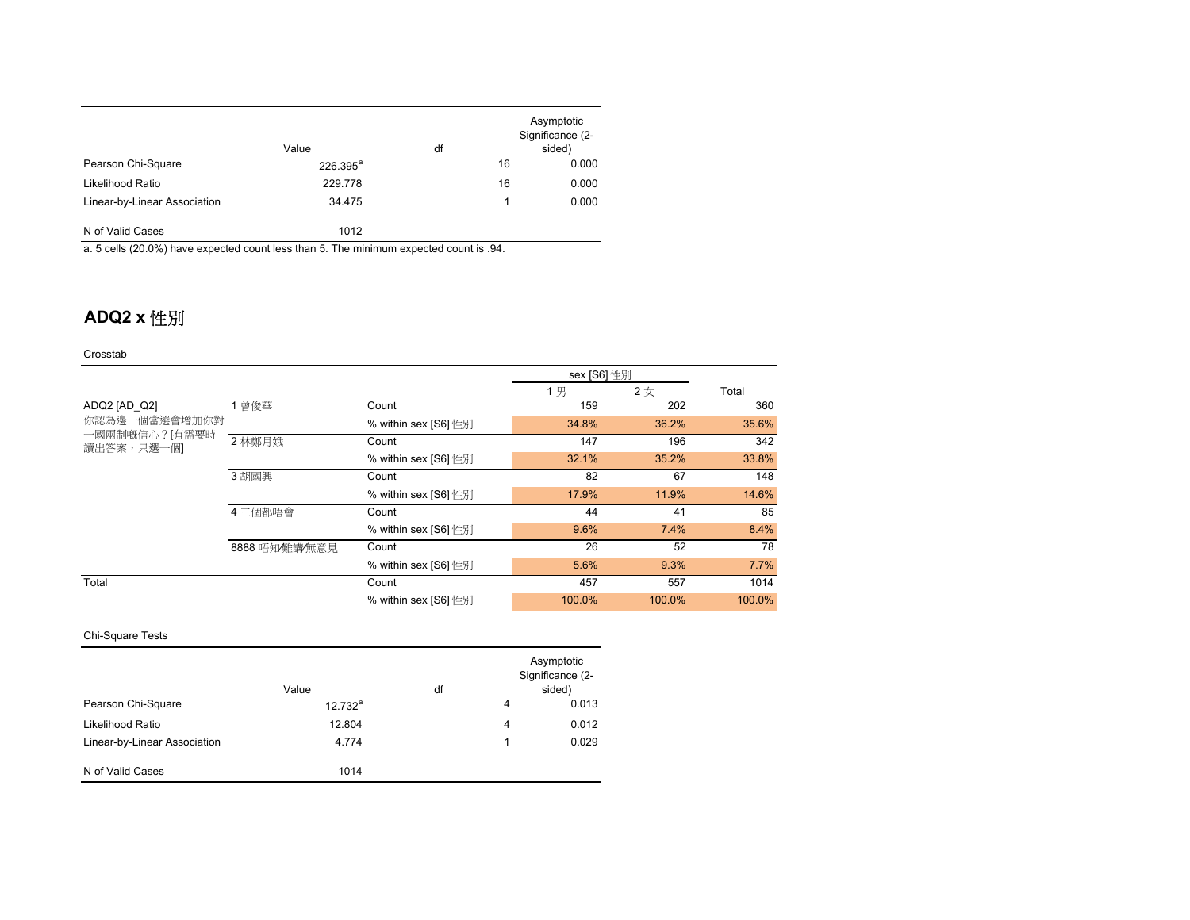| | Value | df | Asymptotic Significance (2-sided) |
|---|---|---|---|
| Pearson Chi-Square | 226.395[a] | 16 | 0.000 |
| Likelihood Ratio | 229.778 | 16 | 0.000 |
| Linear-by-Linear Association | 34.475 | 1 | 0.000 |
| N of Valid Cases | 1012 | | |

a. 5 cells (20.0%) have expected count less than 5. The minimum expected count is .94.

## ADQ2 x 性別

Crosstab

| | | | sex [S6] 性別 | | |
|---|---|---|---|---|---|
| | | | 1 男 | 2 女 | Total |
| ADQ2 [AD_Q2] 你認為邊一個當選會增加你對一國兩制嘅信心？[有需要時讀出答案，只選一個] | 1 曾俊華 | Count | 159 | 202 | 360 |
| | | % within sex [S6] 性別 | 34.8% | 36.2% | 35.6% |
| | 2 林鄭月娥 | Count | 147 | 196 | 342 |
| | | % within sex [S6] 性別 | 32.1% | 35.2% | 33.8% |
| | 3 胡國興 | Count | 82 | 67 | 148 |
| | | % within sex [S6] 性別 | 17.9% | 11.9% | 14.6% |
| | 4 三個都唔會 | Count | 44 | 41 | 85 |
| | | % within sex [S6] 性別 | 9.6% | 7.4% | 8.4% |
| | 8888 唔知/難講/無意見 | Count | 26 | 52 | 78 |
| | | % within sex [S6] 性別 | 5.6% | 9.3% | 7.7% |
| Total | | Count | 457 | 557 | 1014 |
| | | % within sex [S6] 性別 | 100.0% | 100.0% | 100.0% |

Chi-Square Tests

| | Value | df | Asymptotic Significance (2-sided) |
|---|---|---|---|
| Pearson Chi-Square | 12.732[a] | 4 | 0.013 |
| Likelihood Ratio | 12.804 | 4 | 0.012 |
| Linear-by-Linear Association | 4.774 | 1 | 0.029 |
| N of Valid Cases | 1014 | | |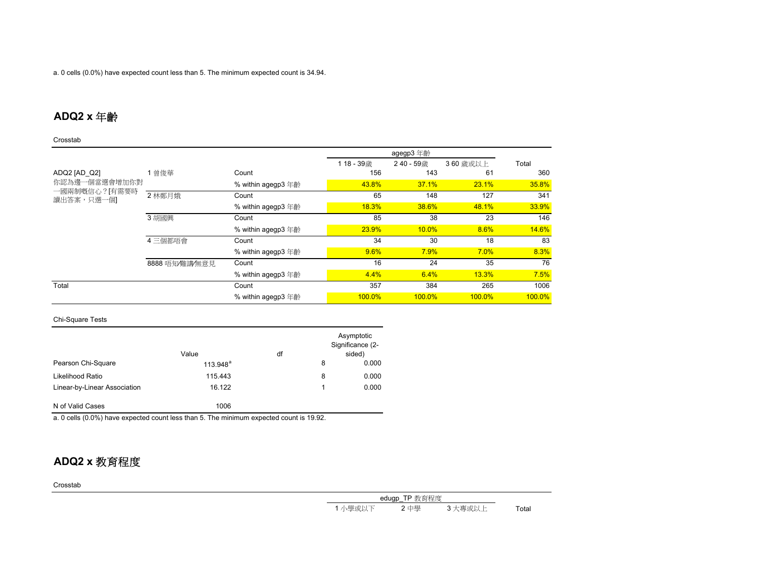a. 0 cells (0.0%) have expected count less than 5. The minimum expected count is 34.94.

## ADQ2 x 年齡

Crosstab

| | | | agegp3 年齡 | | | |
|---|---|---|---|---|---|---|
| | | | 1 18 - 39歲 | 2 40 - 59歲 | 3 60 歲或以上 | Total |
| ADQ2 [AD_Q2] 你認為邊一個當選會增加你對一國兩制嘅信心？[有需要時讀出答案，只選一個] | 1 曾俊華 | Count | 156 | 143 | 61 | 360 |
| | | % within agegp3 年齡 | 43.8% | 37.1% | 23.1% | 35.8% |
| | 2 林鄭月娥 | Count | 65 | 148 | 127 | 341 |
| | | % within agegp3 年齡 | 18.3% | 38.6% | 48.1% | 33.9% |
| | 3 胡國興 | Count | 85 | 38 | 23 | 146 |
| | | % within agegp3 年齡 | 23.9% | 10.0% | 8.6% | 14.6% |
| | 4 三個都唔會 | Count | 34 | 30 | 18 | 83 |
| | | % within agegp3 年齡 | 9.6% | 7.9% | 7.0% | 8.3% |
| | 8888 唔知/難講/無意見 | Count | 16 | 24 | 35 | 76 |
| | | % within agegp3 年齡 | 4.4% | 6.4% | 13.3% | 7.5% |
| Total | | Count | 357 | 384 | 265 | 1006 |
| | | % within agegp3 年齡 | 100.0% | 100.0% | 100.0% | 100.0% |

Chi-Square Tests

| | Value | df | Asymptotic Significance (2-sided) |
|---|---|---|---|
| Pearson Chi-Square | 113.948[a] | 8 | 0.000 |
| Likelihood Ratio | 115.443 | 8 | 0.000 |
| Linear-by-Linear Association | 16.122 | 1 | 0.000 |
| N of Valid Cases | 1006 | | |

a. 0 cells (0.0%) have expected count less than 5. The minimum expected count is 19.92.

## ADQ2 x 教育程度

Crosstab

| | | | edugp_TP 教育程度 | | | |
|---|---|---|---|---|---|---|
| | | | 1 小學或以下 | 2 中學 | 3 大專或以上 | Total |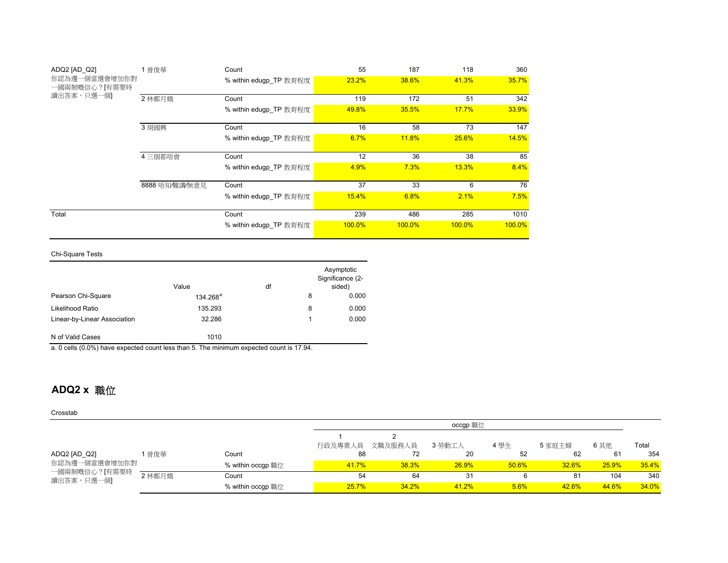| | | | | | | |
|---|---|---|---|---|---|---|
| ADQ2 [AD_Q2] 你認為邊一個當選會增加你對一國兩制嘅信心？[有需要時讀出答案，只選一個] | 1 曾俊華 | Count | 55 | 187 | 118 | 360 |
| | | % within edugp_TP 教育程度 | 23.2% | 38.6% | 41.3% | 35.7% |
| | 2 林鄭月娥 | Count | 119 | 172 | 51 | 342 |
| | | % within edugp_TP 教育程度 | 49.8% | 35.5% | 17.7% | 33.9% |
| | 3 胡國興 | Count | 16 | 58 | 73 | 147 |
| | | % within edugp_TP 教育程度 | 6.7% | 11.8% | 25.6% | 14.5% |
| | 4 三個都唔會 | Count | 12 | 36 | 38 | 85 |
| | | % within edugp_TP 教育程度 | 4.9% | 7.3% | 13.3% | 8.4% |
| | 8888 唔知/難講/無意見 | Count | 37 | 33 | 6 | 76 |
| | | % within edugp_TP 教育程度 | 15.4% | 6.8% | 2.1% | 7.5% |
| Total | | Count | 239 | 486 | 285 | 1010 |
| | | % within edugp_TP 教育程度 | 100.0% | 100.0% | 100.0% | 100.0% |

Chi-Square Tests

| | Value | df | Asymptotic Significance (2-sided) |
|---|---|---|---|
| Pearson Chi-Square | 134.268[a] | 8 | 0.000 |
| Likelihood Ratio | 135.293 | 8 | 0.000 |
| Linear-by-Linear Association | 32.286 | 1 | 0.000 |
| N of Valid Cases | 1010 | | |

a. 0 cells (0.0%) have expected count less than 5. The minimum expected count is 17.94.

## ADQ2 x 職位

Crosstab

| | | | occgp 職位 | | | | | | |
|---|---|---|---|---|---|---|---|---|---|
| | | | 1 行政及專業人員 | 2 文職及服務人員 | 3 勞動工人 | 4 學生 | 5 家庭主婦 | 6 其他 | Total |
| ADQ2 [AD_Q2] 你認為邊一個當選會增加你對一國兩制嘅信心？[有需要時讀出答案，只選一個] | 1 曾俊華 | Count | 88 | 72 | 20 | 52 | 62 | 61 | 354 |
| | | % within occgp 職位 | 41.7% | 38.3% | 26.9% | 50.6% | 32.6% | 25.9% | 35.4% |
| | 2 林鄭月娥 | Count | 54 | 64 | 31 | 6 | 81 | 104 | 340 |
| | | % within occgp 職位 | 25.7% | 34.2% | 41.2% | 5.6% | 42.6% | 44.6% | 34.0% |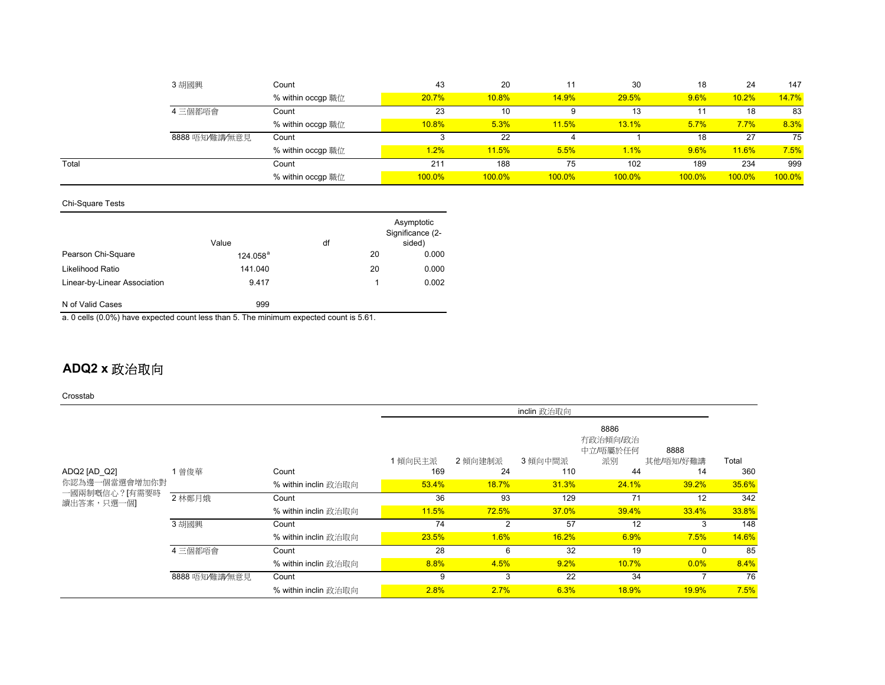| | | | | | | | | | |
|---|---|---|---|---|---|---|---|---|---|
| | 3 胡國興 | Count | 43 | 20 | 11 | 30 | 18 | 24 | 147 |
| | | % within occgp 職位 | 20.7% | 10.8% | 14.9% | 29.5% | 9.6% | 10.2% | 14.7% |
| | 4 三個都唔會 | Count | 23 | 10 | 9 | 13 | 11 | 18 | 83 |
| | | % within occgp 職位 | 10.8% | 5.3% | 11.5% | 13.1% | 5.7% | 7.7% | 8.3% |
| | 8888 唔知/難講/無意見 | Count | 3 | 22 | 4 | 1 | 18 | 27 | 75 |
| | | % within occgp 職位 | 1.2% | 11.5% | 5.5% | 1.1% | 9.6% | 11.6% | 7.5% |
| Total | | Count | 211 | 188 | 75 | 102 | 189 | 234 | 999 |
| | | % within occgp 職位 | 100.0% | 100.0% | 100.0% | 100.0% | 100.0% | 100.0% | 100.0% |

Chi-Square Tests

| | Value | df | Asymptotic Significance (2-sided) |
|---|---|---|---|
| Pearson Chi-Square | 124.058[a] | 20 | 0.000 |
| Likelihood Ratio | 141.040 | 20 | 0.000 |
| Linear-by-Linear Association | 9.417 | 1 | 0.002 |
| N of Valid Cases | 999 | | |

a. 0 cells (0.0%) have expected count less than 5. The minimum expected count is 5.61.

## ADQ2 x 政治取向

Crosstab

| | | | inclin 政治取向 | | | | | |
|---|---|---|---|---|---|---|---|---|
| | | | 1 傾向民主派 | 2 傾向建制派 | 3 傾向中間派 | 8886 冇政治傾向/政治中立/唔屬於任何派別 | 8888 其他/唔知/好難講 | Total |
| ADQ2 [AD_Q2] 你認為邊一個當選會增加你對一國兩制嘅信心？[有需要時讀出答案，只選一個] | 1 曾俊華 | Count | 169 | 24 | 110 | 44 | 14 | 360 |
| | | % within inclin 政治取向 | 53.4% | 18.7% | 31.3% | 24.1% | 39.2% | 35.6% |
| | 2 林鄭月娥 | Count | 36 | 93 | 129 | 71 | 12 | 342 |
| | | % within inclin 政治取向 | 11.5% | 72.5% | 37.0% | 39.4% | 33.4% | 33.8% |
| | 3 胡國興 | Count | 74 | 2 | 57 | 12 | 3 | 148 |
| | | % within inclin 政治取向 | 23.5% | 1.6% | 16.2% | 6.9% | 7.5% | 14.6% |
| | 4 三個都唔會 | Count | 28 | 6 | 32 | 19 | 0 | 85 |
| | | % within inclin 政治取向 | 8.8% | 4.5% | 9.2% | 10.7% | 0.0% | 8.4% |
| | 8888 唔知/難講/無意見 | Count | 9 | 3 | 22 | 34 | 7 | 76 |
| | | % within inclin 政治取向 | 2.8% | 2.7% | 6.3% | 18.9% | 19.9% | 7.5% |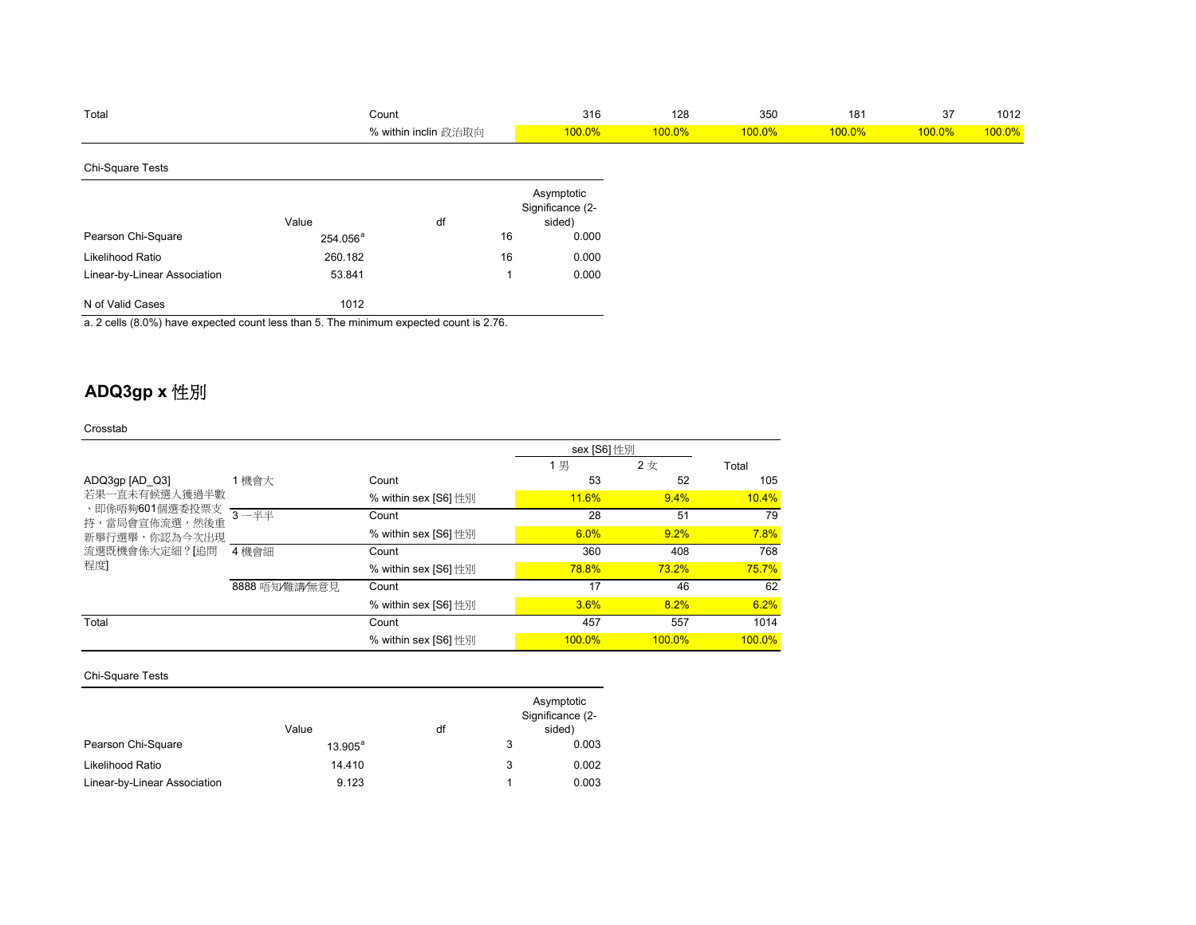| | | | | | | | |
|---|---|---|---|---|---|---|---|
| Total | Count | 316 | 128 | 350 | 181 | 37 | 1012 |
| | % within inclin 政治取向 | 100.0% | 100.0% | 100.0% | 100.0% | 100.0% | 100.0% |

Chi-Square Tests

| | Value | df | Asymptotic Significance (2-sided) |
|---|---|---|---|
| Pearson Chi-Square | 254.056[a] | 16 | 0.000 |
| Likelihood Ratio | 260.182 | 16 | 0.000 |
| Linear-by-Linear Association | 53.841 | 1 | 0.000 |
| N of Valid Cases | 1012 | | |

a. 2 cells (8.0%) have expected count less than 5. The minimum expected count is 2.76.

## ADQ3gp x 性別

Crosstab

| | | | sex [S6] 性別 | | |
|---|---|---|---|---|---|
| | | | 1 男 | 2 女 | Total |
| ADQ3gp [AD_Q3] 若果一直未有候選人獲過半數、即係唔夠601個選委投票支持，當局會宣佈流選，然後重新舉行選舉，你認為今次出現流選既機會係大定細？[追問程度] | 1 機會大 | Count | 53 | 52 | 105 |
| | | % within sex [S6] 性別 | 11.6% | 9.4% | 10.4% |
| | 3 一半半 | Count | 28 | 51 | 79 |
| | | % within sex [S6] 性別 | 6.0% | 9.2% | 7.8% |
| | 4 機會細 | Count | 360 | 408 | 768 |
| | | % within sex [S6] 性別 | 78.8% | 73.2% | 75.7% |
| | 8888 唔知/難講/無意見 | Count | 17 | 46 | 62 |
| | | % within sex [S6] 性別 | 3.6% | 8.2% | 6.2% |
| Total | | Count | 457 | 557 | 1014 |
| | | % within sex [S6] 性別 | 100.0% | 100.0% | 100.0% |

Chi-Square Tests

| | Value | df | Asymptotic Significance (2-sided) |
|---|---|---|---|
| Pearson Chi-Square | 13.905[a] | 3 | 0.003 |
| Likelihood Ratio | 14.410 | 3 | 0.002 |
| Linear-by-Linear Association | 9.123 | 1 | 0.003 |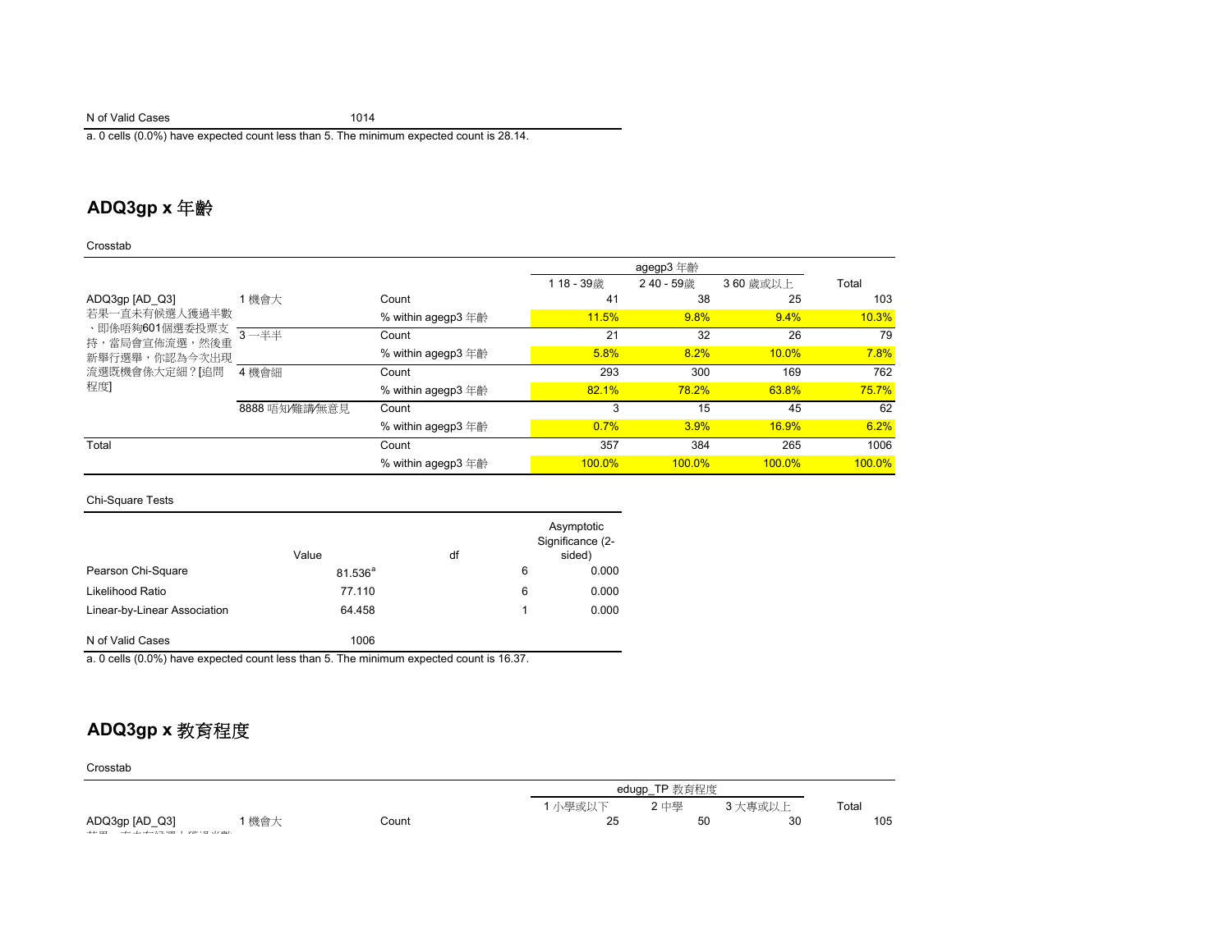| | | |
|---|---|---|
| N of Valid Cases | 1014 | |

a. 0 cells (0.0%) have expected count less than 5. The minimum expected count is 28.14.

## ADQ3gp x 年齡

Crosstab

| | | | agegp3 年齡 | | | Total |
|---|---|---|---|---|---|---|
| | | | 1 18 - 39歲 | 2 40 - 59歲 | 3 60 歲或以上 | |
| ADQ3gp [AD_Q3] 若果一直未有候選人獲過半數、即係唔夠601個選委投票支持，當局會宣佈流選，然後重新舉行選舉，你認為今次出現流選既機會係大定細？[追問程度] | 1 機會大 | Count | 41 | 38 | 25 | 103 |
| | | % within agegp3 年齡 | 11.5% | 9.8% | 9.4% | 10.3% |
| | 3 一半半 | Count | 21 | 32 | 26 | 79 |
| | | % within agegp3 年齡 | 5.8% | 8.2% | 10.0% | 7.8% |
| | 4 機會細 | Count | 293 | 300 | 169 | 762 |
| | | % within agegp3 年齡 | 82.1% | 78.2% | 63.8% | 75.7% |
| | 8888 唔知/難講/無意見 | Count | 3 | 15 | 45 | 62 |
| | | % within agegp3 年齡 | 0.7% | 3.9% | 16.9% | 6.2% |
| Total | | Count | 357 | 384 | 265 | 1006 |
| | | % within agegp3 年齡 | 100.0% | 100.0% | 100.0% | 100.0% |

Chi-Square Tests

| | Value | df | Asymptotic Significance (2-sided) |
|---|---|---|---|
| Pearson Chi-Square | 81.536[a] | 6 | 0.000 |
| Likelihood Ratio | 77.110 | 6 | 0.000 |
| Linear-by-Linear Association | 64.458 | 1 | 0.000 |
| N of Valid Cases | 1006 | | |

a. 0 cells (0.0%) have expected count less than 5. The minimum expected count is 16.37.

## ADQ3gp x 教育程度

Crosstab

| | | | edugp_TP 教育程度 | | | Total |
|---|---|---|---|---|---|---|
| | | | 1 小學或以下 | 2 中學 | 3 大專或以上 | |
| ADQ3gp [AD_Q3] | 1 機會大 | Count | 25 | 50 | 30 | 105 |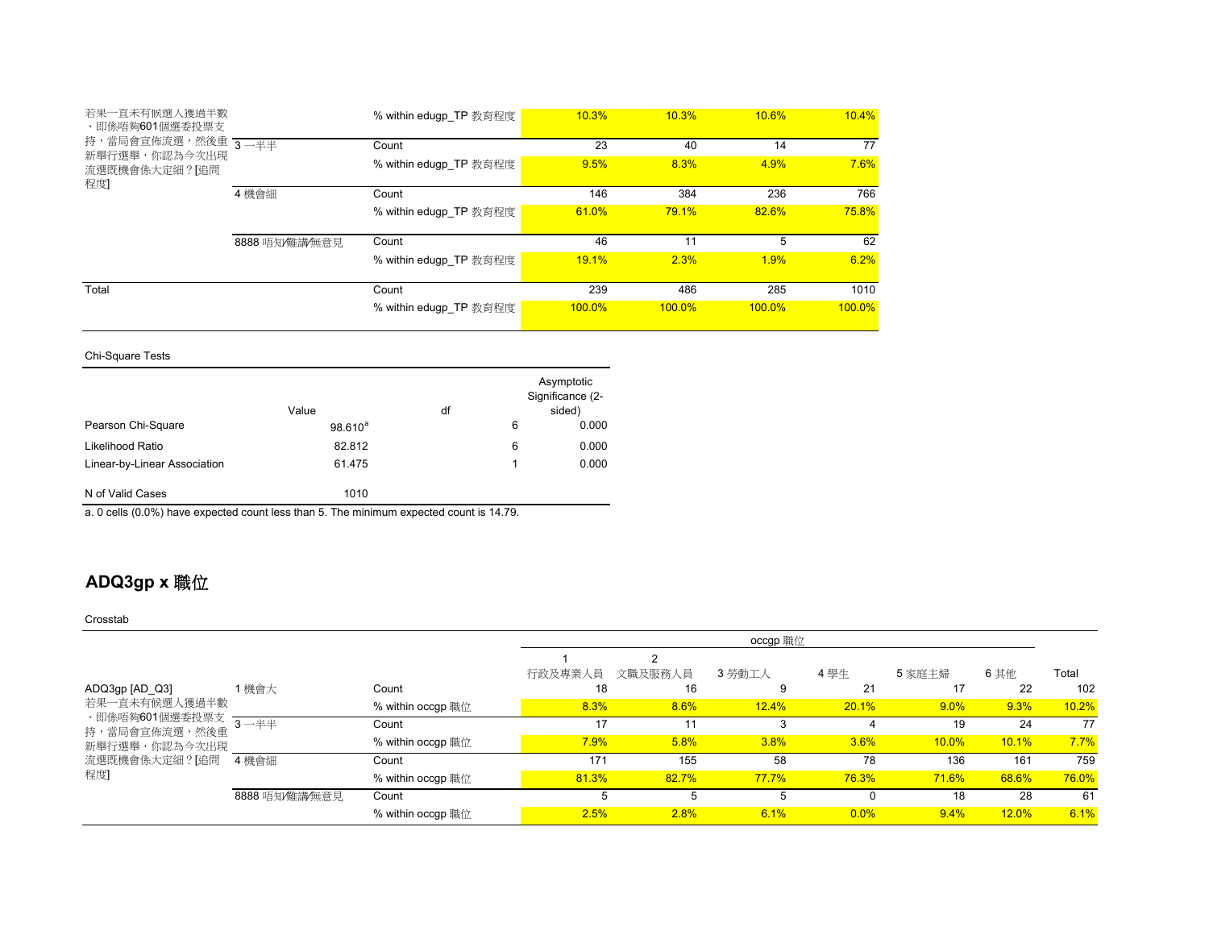| | | | | | | |
|---|---|---|---|---|---|---|
| 若果一直未有候選人獲過半數、即係唔夠601個選委投票支持，當局會宣佈流選，然後重新舉行選舉，你認為今次出現流選既機會係大定細？[追問程度] | | % within edugp_TP 教育程度 | 10.3% | 10.3% | 10.6% | 10.4% |
| | 3 一半半 | Count | 23 | 40 | 14 | 77 |
| | | % within edugp_TP 教育程度 | 9.5% | 8.3% | 4.9% | 7.6% |
| | 4 機會細 | Count | 146 | 384 | 236 | 766 |
| | | % within edugp_TP 教育程度 | 61.0% | 79.1% | 82.6% | 75.8% |
| | 8888 唔知/難講/無意見 | Count | 46 | 11 | 5 | 62 |
| | | % within edugp_TP 教育程度 | 19.1% | 2.3% | 1.9% | 6.2% |
| Total | | Count | 239 | 486 | 285 | 1010 |
| | | % within edugp_TP 教育程度 | 100.0% | 100.0% | 100.0% | 100.0% |

Chi-Square Tests

| | Value | df | Asymptotic Significance (2-sided) |
|---|---|---|---|
| Pearson Chi-Square | 98.610[a] | 6 | 0.000 |
| Likelihood Ratio | 82.812 | 6 | 0.000 |
| Linear-by-Linear Association | 61.475 | 1 | 0.000 |
| N of Valid Cases | 1010 | | |

a. 0 cells (0.0%) have expected count less than 5. The minimum expected count is 14.79.

## ADQ3gp x 職位

Crosstab

| | | | occgp 職位 | | | | | | |
|---|---|---|---|---|---|---|---|---|---|
| | | | 1 行政及專業人員 | 2 文職及服務人員 | 3 勞動工人 | 4 學生 | 5 家庭主婦 | 6 其他 | Total |
| ADQ3gp [AD_Q3] 若果一直未有候選人獲過半數、即係唔夠601個選委投票支持，當局會宣佈流選，然後重新舉行選舉，你認為今次出現流選既機會係大定細？[追問程度] | 1 機會大 | Count | 18 | 16 | 9 | 21 | 17 | 22 | 102 |
| | | % within occgp 職位 | 8.3% | 8.6% | 12.4% | 20.1% | 9.0% | 9.3% | 10.2% |
| | 3 一半半 | Count | 17 | 11 | 3 | 4 | 19 | 24 | 77 |
| | | % within occgp 職位 | 7.9% | 5.8% | 3.8% | 3.6% | 10.0% | 10.1% | 7.7% |
| | 4 機會細 | Count | 171 | 155 | 58 | 78 | 136 | 161 | 759 |
| | | % within occgp 職位 | 81.3% | 82.7% | 77.7% | 76.3% | 71.6% | 68.6% | 76.0% |
| | 8888 唔知/難講/無意見 | Count | 5 | 5 | 5 | 0 | 18 | 28 | 61 |
| | | % within occgp 職位 | 2.5% | 2.8% | 6.1% | 0.0% | 9.4% | 12.0% | 6.1% |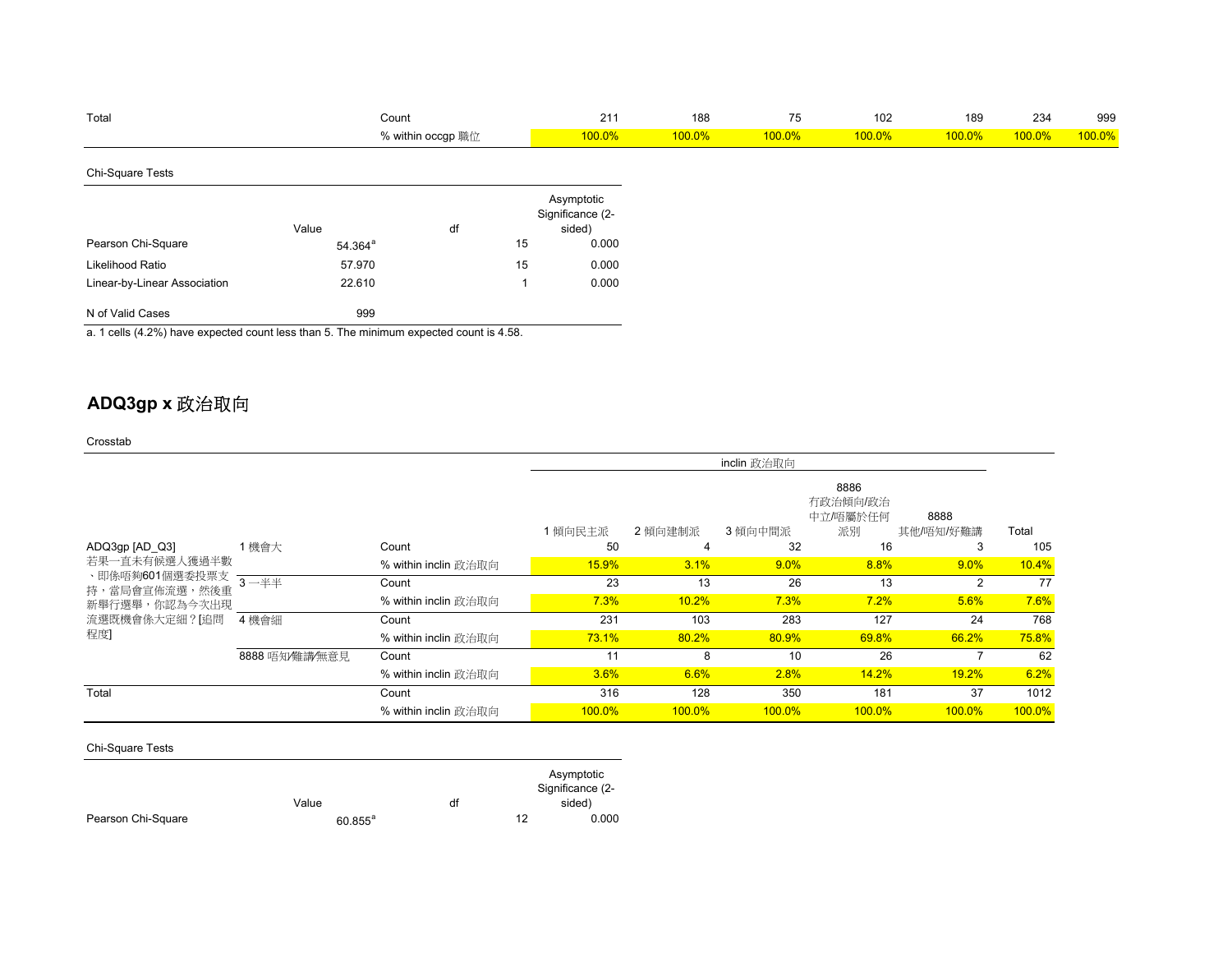| | | | | | | | | |
|---|---|---|---|---|---|---|---|---|
| Total | Count | 211 | 188 | 75 | 102 | 189 | 234 | 999 |
| | % within occgp 職位 | 100.0% | 100.0% | 100.0% | 100.0% | 100.0% | 100.0% | 100.0% |

Chi-Square Tests

| | Value | df | Asymptotic Significance (2-sided) |
|---|---|---|---|
| Pearson Chi-Square | 54.364[a] | 15 | 0.000 |
| Likelihood Ratio | 57.970 | 15 | 0.000 |
| Linear-by-Linear Association | 22.610 | 1 | 0.000 |
| N of Valid Cases | 999 | | |

a. 1 cells (4.2%) have expected count less than 5. The minimum expected count is 4.58.

## ADQ3gp x 政治取向

Crosstab

| | | | inclin 政治取向 | | | | | |
|---|---|---|---|---|---|---|---|---|
| | | | 1 傾向民主派 | 2 傾向建制派 | 3 傾向中間派 | 8886 冇政治傾向/政治中立/唔屬於任何派別 | 8888 其他/唔知/好難講 | Total |
| ADQ3gp [AD_Q3] 若果一直未有候選人獲過半數、即係唔夠601個選委投票支持，當局會宣佈流選，然後重新舉行選舉，你認為今次出現流選既機會係大定細？[追問程度] | 1 機會大 | Count | 50 | 4 | 32 | 16 | 3 | 105 |
| | | % within inclin 政治取向 | 15.9% | 3.1% | 9.0% | 8.8% | 9.0% | 10.4% |
| | 3 一半半 | Count | 23 | 13 | 26 | 13 | 2 | 77 |
| | | % within inclin 政治取向 | 7.3% | 10.2% | 7.3% | 7.2% | 5.6% | 7.6% |
| | 4 機會細 | Count | 231 | 103 | 283 | 127 | 24 | 768 |
| | | % within inclin 政治取向 | 73.1% | 80.2% | 80.9% | 69.8% | 66.2% | 75.8% |
| | 8888 唔知/難講/無意見 | Count | 11 | 8 | 10 | 26 | 7 | 62 |
| | | % within inclin 政治取向 | 3.6% | 6.6% | 2.8% | 14.2% | 19.2% | 6.2% |
| Total | | Count | 316 | 128 | 350 | 181 | 37 | 1012 |
| | | % within inclin 政治取向 | 100.0% | 100.0% | 100.0% | 100.0% | 100.0% | 100.0% |

Chi-Square Tests

| | Value | df | Asymptotic Significance (2-sided) |
|---|---|---|---|
| Pearson Chi-Square | 60.855[a] | 12 | 0.000 |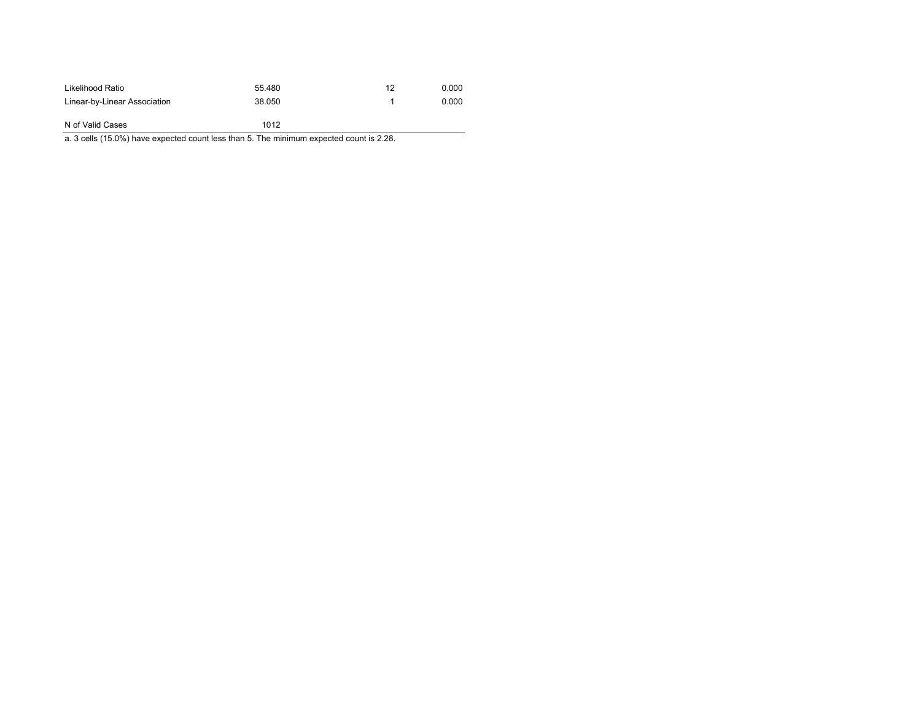| | | | |
|---|---|---|---|
| Likelihood Ratio | 55.480 | 12 | 0.000 |
| Linear-by-Linear Association | 38.050 | 1 | 0.000 |
| N of Valid Cases | 1012 | | |

a. 3 cells (15.0%) have expected count less than 5. The minimum expected count is 2.28.